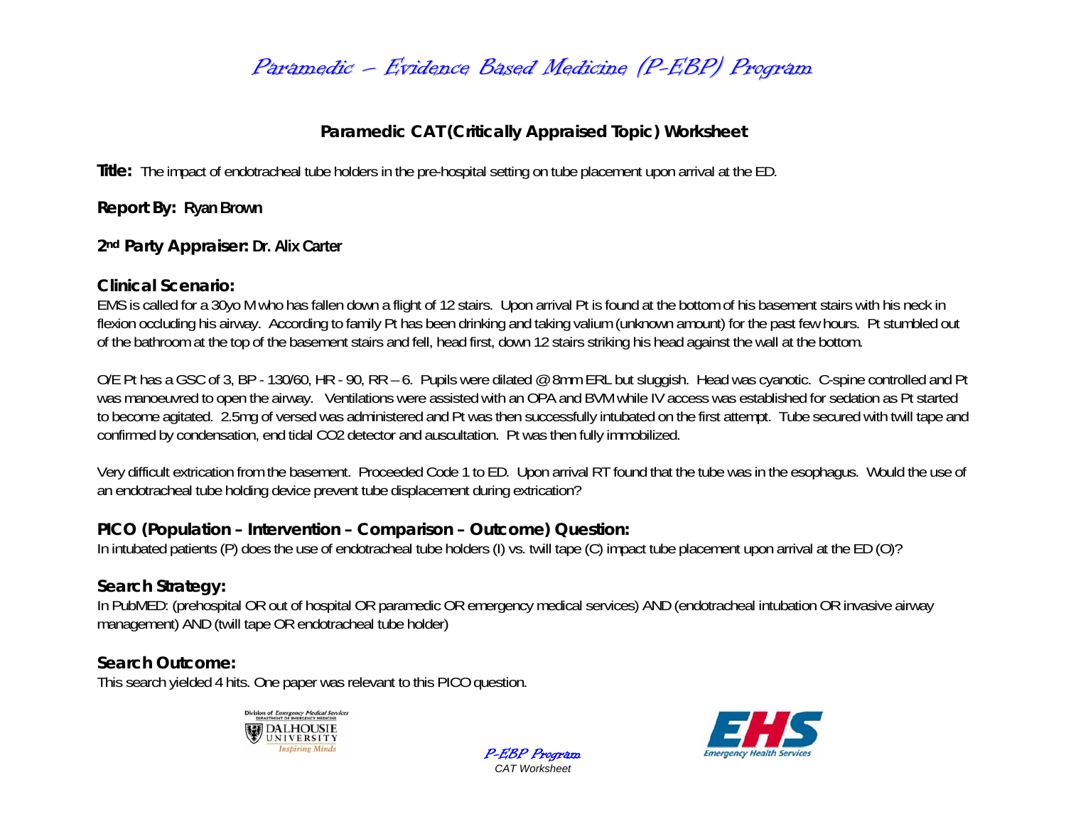# Paramedic – Evidence Based Medicine (P-EBP) Program

## Paramedic CAT (Critically Appraised Topic) Worksheet

**Title:** The impact of endotracheal tube holders in the pre-hospital setting on tube placement upon arrival at the ED.

**Report By:** Ryan Brown

**2nd Party Appraiser:** Dr. Alix Carter

### Clinical Scenario:

EMS is called for a 30yo M who has fallen down a flight of 12 stairs. Upon arrival Pt is found at the bottom of his basement stairs with his neck in flexion occluding his airway. According to family Pt has been drinking and taking valium (unknown amount) for the past few hours. Pt stumbled out of the bathroom at the top of the basement stairs and fell, head first, down 12 stairs striking his head against the wall at the bottom.

O/E Pt has a GSC of 3, BP - 130/60, HR - 90, RR – 6. Pupils were dilated @ 8mm ERL but sluggish. Head was cyanotic. C-spine controlled and Pt was manoeuvred to open the airway. Ventilations were assisted with an OPA and BVM while IV access was established for sedation as Pt started to become agitated. 2.5mg of versed was administered and Pt was then successfully intubated on the first attempt. Tube secured with twill tape and confirmed by condensation, end tidal CO2 detector and auscultation. Pt was then fully immobilized.

Very difficult extrication from the basement. Proceeded Code 1 to ED. Upon arrival RT found that the tube was in the esophagus. Would the use of an endotracheal tube holding device prevent tube displacement during extrication?

### PICO (Population – Intervention – Comparison – Outcome) Question:

In intubated patients (P) does the use of endotracheal tube holders (I) vs. twill tape (C) impact tube placement upon arrival at the ED (O)?

### Search Strategy:

In PubMED: (prehospital OR out of hospital OR paramedic OR emergency medical services) AND (endotracheal intubation OR invasive airway management) AND (twill tape OR endotracheal tube holder)

### Search Outcome:

This search yielded 4 hits. One paper was relevant to this PICO question.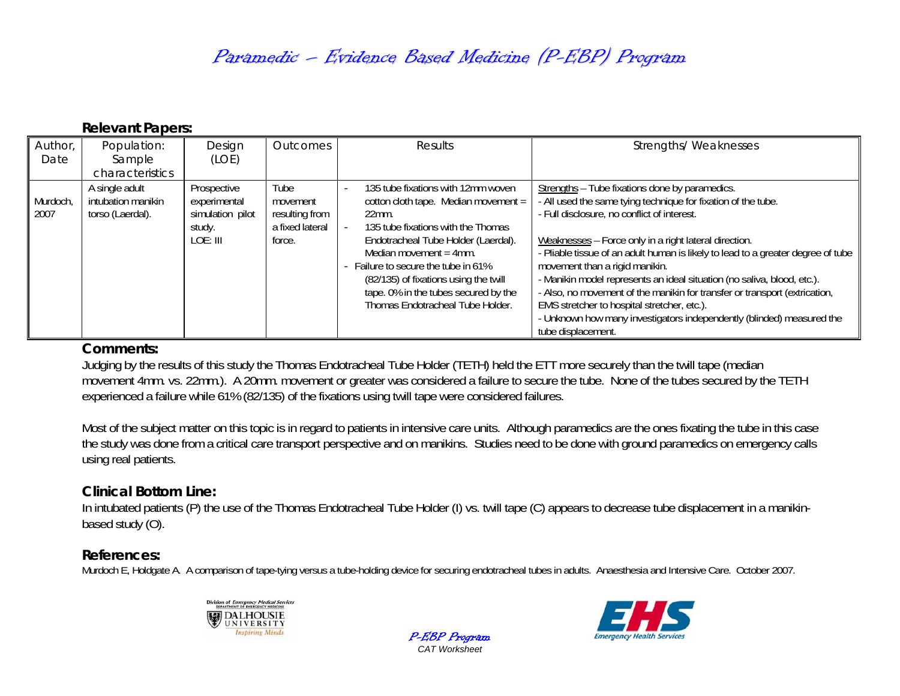## Relevant Papers:

| Author, Date | Population: Sample characteristics | Design (LOE) | Outcomes | Results | Strengths/ Weaknesses |
|---|---|---|---|---|---|
| Murdoch, 2007 | A single adult intubation manikin torso (Laerdal). | Prospective experimental simulation pilot study. LOE: III | Tube movement resulting from a fixed lateral force. | - 135 tube fixations with 12mm woven cotton cloth tape. Median movement = 22mm.<br>- 135 tube fixations with the Thomas Endotracheal Tube Holder (Laerdal). Median movement = 4mm.<br>- Failure to secure the tube in 61% (82/135) of fixations using the twill tape. 0% in the tubes secured by the Thomas Endotracheal Tube Holder. | Strengths – Tube fixations done by paramedics.<br>- All used the same tying technique for fixation of the tube.<br>- Full disclosure, no conflict of interest.<br><br>Weaknesses – Force only in a right lateral direction.<br>- Pliable tissue of an adult human is likely to lead to a greater degree of tube movement than a rigid manikin.<br>- Manikin model represents an ideal situation (no saliva, blood, etc.).<br>- Also, no movement of the manikin for transfer or transport (extrication, EMS stretcher to hospital stretcher, etc.).<br>- Unknown how many investigators independently (blinded) measured the tube displacement. |

## Comments:

Judging by the results of this study the Thomas Endotracheal Tube Holder (TETH) held the ETT more securely than the twill tape (median movement 4mm. vs. 22mm.). A 20mm. movement or greater was considered a failure to secure the tube. None of the tubes secured by the TETH experienced a failure while 61% (82/135) of the fixations using twill tape were considered failures.

Most of the subject matter on this topic is in regard to patients in intensive care units. Although paramedics are the ones fixating the tube in this case the study was done from a critical care transport perspective and on manikins. Studies need to be done with ground paramedics on emergency calls using real patients.

## Clinical Bottom Line:

In intubated patients (P) the use of the Thomas Endotracheal Tube Holder (I) vs. twill tape (C) appears to decrease tube displacement in a manikin-based study (O).

## References:

Murdoch E, Holdgate A. A comparison of tape-tying versus a tube-holding device for securing endotracheal tubes in adults. Anaesthesia and Intensive Care. October 2007.